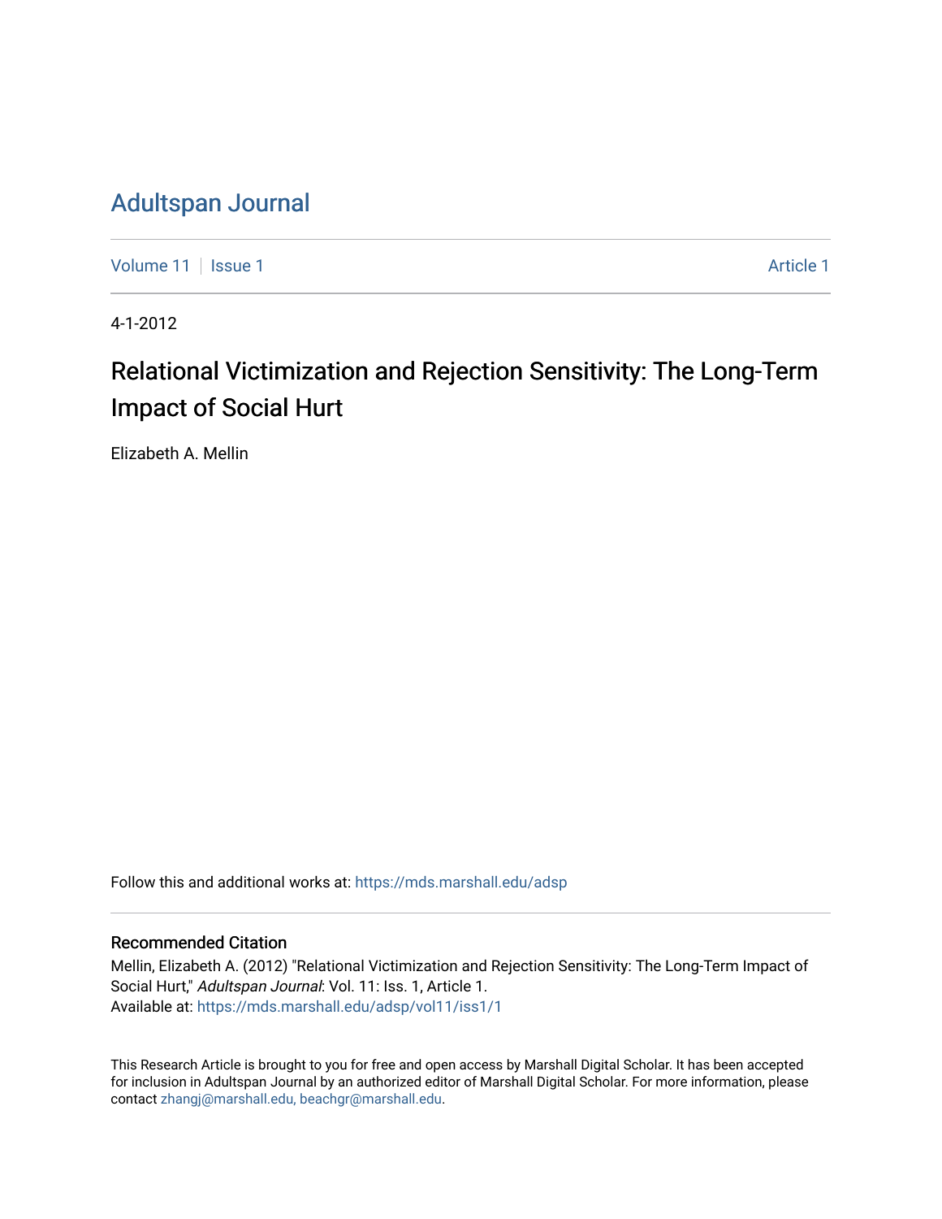# Adultspan Journal

Volume 11 | Issue 1 | Article 1

4-1-2012

## Relational Victimization and Rejection Sensitivity: The Long-Term Impact of Social Hurt

Elizabeth A. Mellin

Follow this and additional works at: https://mds.marshall.edu/adsp

### Recommended Citation

Mellin, Elizabeth A. (2012) "Relational Victimization and Rejection Sensitivity: The Long-Term Impact of Social Hurt," *Adultspan Journal*: Vol. 11: Iss. 1, Article 1.
Available at: https://mds.marshall.edu/adsp/vol11/iss1/1

This Research Article is brought to you for free and open access by Marshall Digital Scholar. It has been accepted for inclusion in Adultspan Journal by an authorized editor of Marshall Digital Scholar. For more information, please contact zhangj@marshall.edu, beachgr@marshall.edu.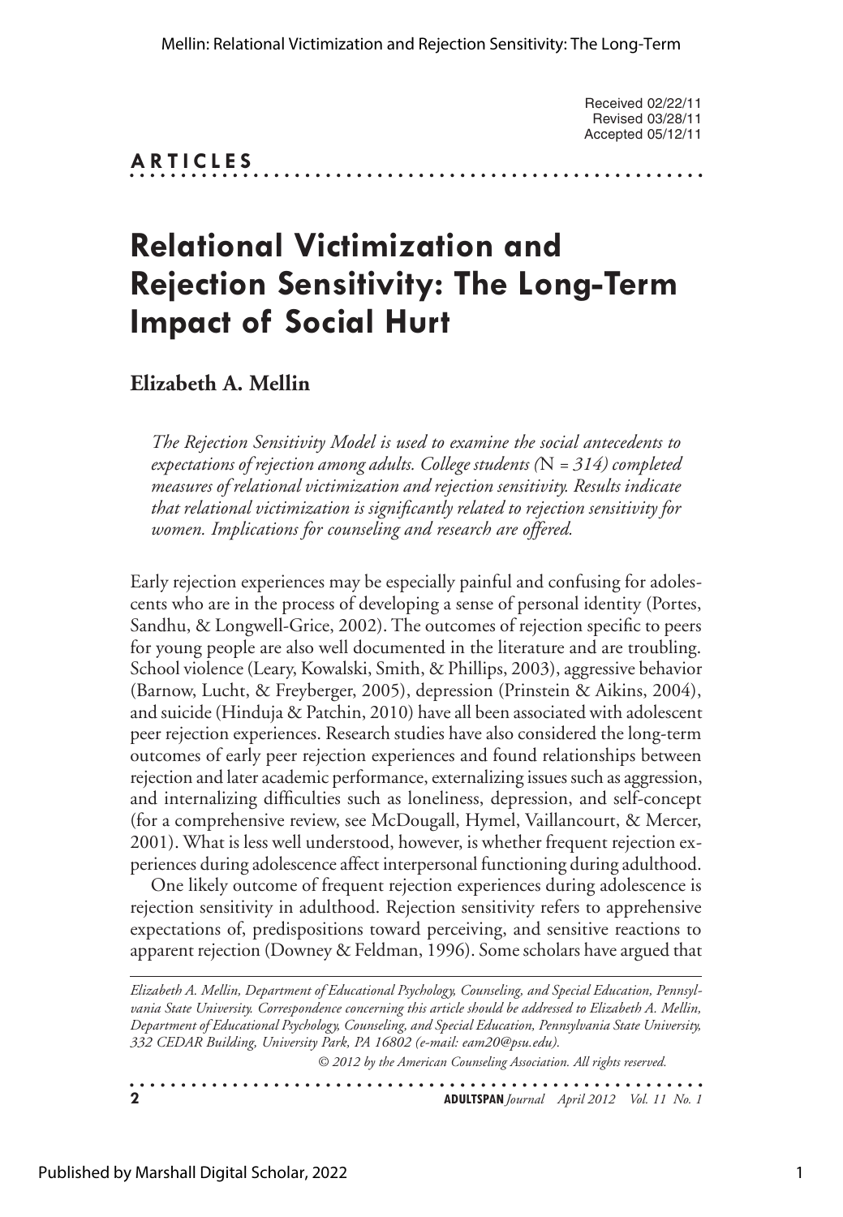Received 02/22/11
Revised 03/28/11
Accepted 05/12/11

**ARTICLES**

# Relational Victimization and Rejection Sensitivity: The Long-Term Impact of Social Hurt

**Elizabeth A. Mellin**

*The Rejection Sensitivity Model is used to examine the social antecedents to expectations of rejection among adults. College students (*N *= 314) completed measures of relational victimization and rejection sensitivity. Results indicate that relational victimization is significantly related to rejection sensitivity for women. Implications for counseling and research are offered.*

Early rejection experiences may be especially painful and confusing for adolescents who are in the process of developing a sense of personal identity (Portes, Sandhu, & Longwell-Grice, 2002). The outcomes of rejection specific to peers for young people are also well documented in the literature and are troubling. School violence (Leary, Kowalski, Smith, & Phillips, 2003), aggressive behavior (Barnow, Lucht, & Freyberger, 2005), depression (Prinstein & Aikins, 2004), and suicide (Hinduja & Patchin, 2010) have all been associated with adolescent peer rejection experiences. Research studies have also considered the long-term outcomes of early peer rejection experiences and found relationships between rejection and later academic performance, externalizing issues such as aggression, and internalizing difficulties such as loneliness, depression, and self-concept (for a comprehensive review, see McDougall, Hymel, Vaillancourt, & Mercer, 2001). What is less well understood, however, is whether frequent rejection experiences during adolescence affect interpersonal functioning during adulthood.

One likely outcome of frequent rejection experiences during adolescence is rejection sensitivity in adulthood. Rejection sensitivity refers to apprehensive expectations of, predispositions toward perceiving, and sensitive reactions to apparent rejection (Downey & Feldman, 1996). Some scholars have argued that

*Elizabeth A. Mellin, Department of Educational Psychology, Counseling, and Special Education, Pennsylvania State University. Correspondence concerning this article should be addressed to Elizabeth A. Mellin, Department of Educational Psychology, Counseling, and Special Education, Pennsylvania State University, 332 CEDAR Building, University Park, PA 16802 (e-mail: eam20@psu.edu).*

*© 2012 by the American Counseling Association. All rights reserved.*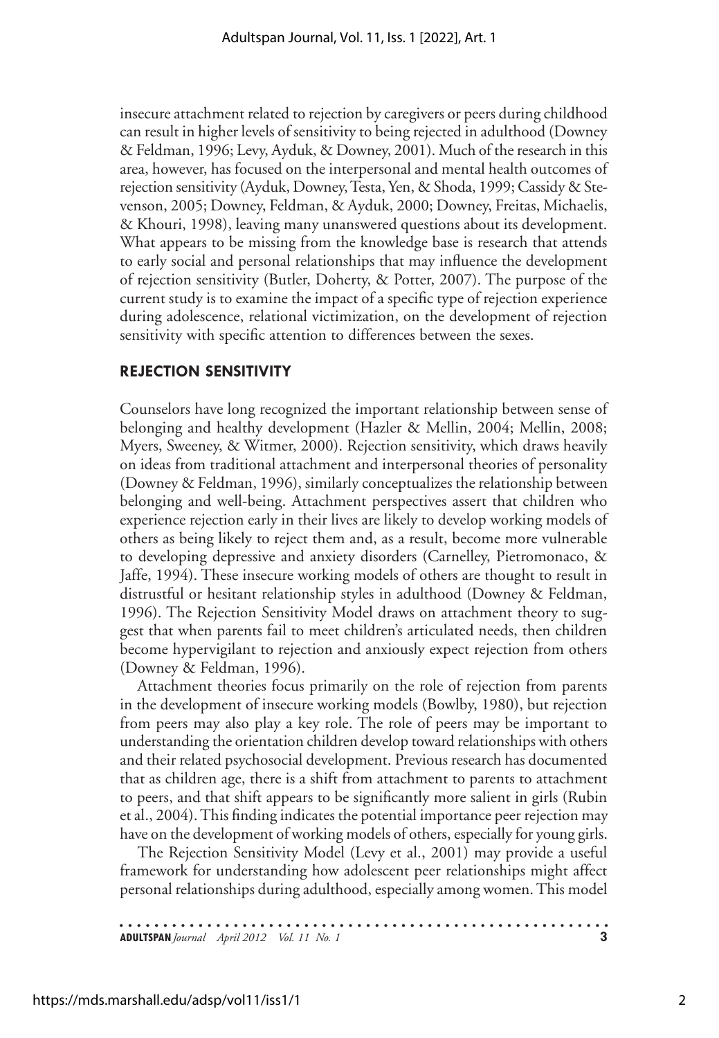insecure attachment related to rejection by caregivers or peers during childhood can result in higher levels of sensitivity to being rejected in adulthood (Downey & Feldman, 1996; Levy, Ayduk, & Downey, 2001). Much of the research in this area, however, has focused on the interpersonal and mental health outcomes of rejection sensitivity (Ayduk, Downey, Testa, Yen, & Shoda, 1999; Cassidy & Stevenson, 2005; Downey, Feldman, & Ayduk, 2000; Downey, Freitas, Michaelis, & Khouri, 1998), leaving many unanswered questions about its development. What appears to be missing from the knowledge base is research that attends to early social and personal relationships that may influence the development of rejection sensitivity (Butler, Doherty, & Potter, 2007). The purpose of the current study is to examine the impact of a specific type of rejection experience during adolescence, relational victimization, on the development of rejection sensitivity with specific attention to differences between the sexes.

## REJECTION SENSITIVITY

Counselors have long recognized the important relationship between sense of belonging and healthy development (Hazler & Mellin, 2004; Mellin, 2008; Myers, Sweeney, & Witmer, 2000). Rejection sensitivity, which draws heavily on ideas from traditional attachment and interpersonal theories of personality (Downey & Feldman, 1996), similarly conceptualizes the relationship between belonging and well-being. Attachment perspectives assert that children who experience rejection early in their lives are likely to develop working models of others as being likely to reject them and, as a result, become more vulnerable to developing depressive and anxiety disorders (Carnelley, Pietromonaco, & Jaffe, 1994). These insecure working models of others are thought to result in distrustful or hesitant relationship styles in adulthood (Downey & Feldman, 1996). The Rejection Sensitivity Model draws on attachment theory to suggest that when parents fail to meet children's articulated needs, then children become hypervigilant to rejection and anxiously expect rejection from others (Downey & Feldman, 1996).

Attachment theories focus primarily on the role of rejection from parents in the development of insecure working models (Bowlby, 1980), but rejection from peers may also play a key role. The role of peers may be important to understanding the orientation children develop toward relationships with others and their related psychosocial development. Previous research has documented that as children age, there is a shift from attachment to parents to attachment to peers, and that shift appears to be significantly more salient in girls (Rubin et al., 2004). This finding indicates the potential importance peer rejection may have on the development of working models of others, especially for young girls.

The Rejection Sensitivity Model (Levy et al., 2001) may provide a useful framework for understanding how adolescent peer relationships might affect personal relationships during adulthood, especially among women. This model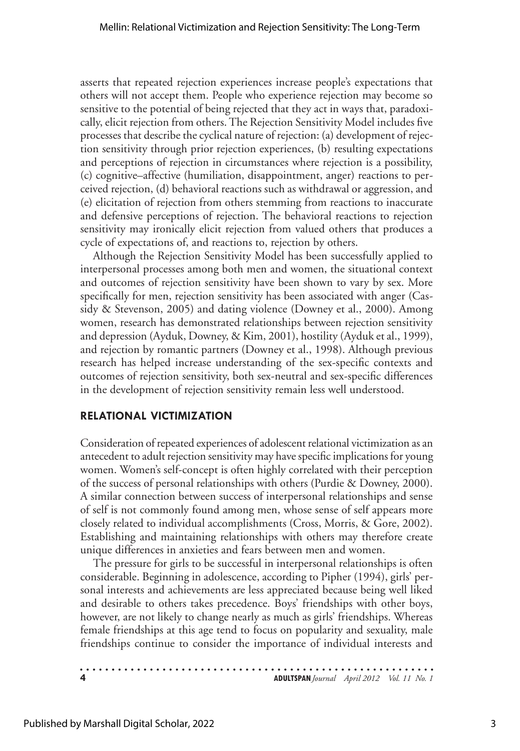asserts that repeated rejection experiences increase people's expectations that others will not accept them. People who experience rejection may become so sensitive to the potential of being rejected that they act in ways that, paradoxically, elicit rejection from others. The Rejection Sensitivity Model includes five processes that describe the cyclical nature of rejection: (a) development of rejection sensitivity through prior rejection experiences, (b) resulting expectations and perceptions of rejection in circumstances where rejection is a possibility, (c) cognitive–affective (humiliation, disappointment, anger) reactions to perceived rejection, (d) behavioral reactions such as withdrawal or aggression, and (e) elicitation of rejection from others stemming from reactions to inaccurate and defensive perceptions of rejection. The behavioral reactions to rejection sensitivity may ironically elicit rejection from valued others that produces a cycle of expectations of, and reactions to, rejection by others.

Although the Rejection Sensitivity Model has been successfully applied to interpersonal processes among both men and women, the situational context and outcomes of rejection sensitivity have been shown to vary by sex. More specifically for men, rejection sensitivity has been associated with anger (Cassidy & Stevenson, 2005) and dating violence (Downey et al., 2000). Among women, research has demonstrated relationships between rejection sensitivity and depression (Ayduk, Downey, & Kim, 2001), hostility (Ayduk et al., 1999), and rejection by romantic partners (Downey et al., 1998). Although previous research has helped increase understanding of the sex-specific contexts and outcomes of rejection sensitivity, both sex-neutral and sex-specific differences in the development of rejection sensitivity remain less well understood.

## RELATIONAL VICTIMIZATION

Consideration of repeated experiences of adolescent relational victimization as an antecedent to adult rejection sensitivity may have specific implications for young women. Women's self-concept is often highly correlated with their perception of the success of personal relationships with others (Purdie & Downey, 2000). A similar connection between success of interpersonal relationships and sense of self is not commonly found among men, whose sense of self appears more closely related to individual accomplishments (Cross, Morris, & Gore, 2002). Establishing and maintaining relationships with others may therefore create unique differences in anxieties and fears between men and women.

The pressure for girls to be successful in interpersonal relationships is often considerable. Beginning in adolescence, according to Pipher (1994), girls' personal interests and achievements are less appreciated because being well liked and desirable to others takes precedence. Boys' friendships with other boys, however, are not likely to change nearly as much as girls' friendships. Whereas female friendships at this age tend to focus on popularity and sexuality, male friendships continue to consider the importance of individual interests and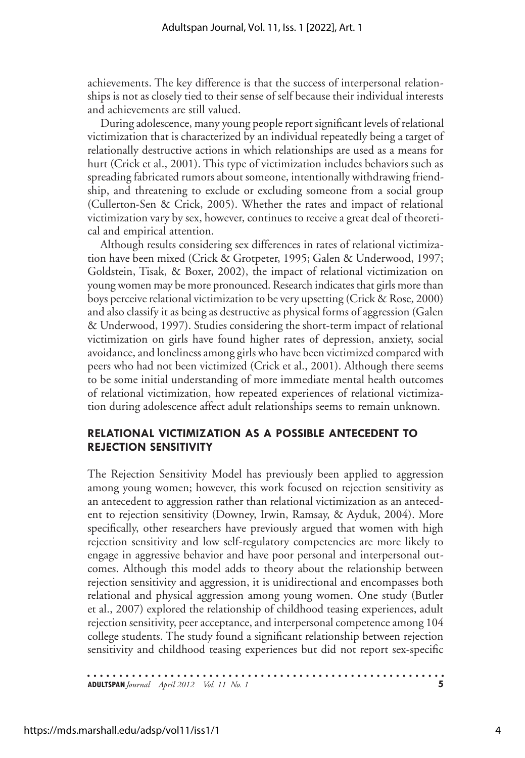achievements. The key difference is that the success of interpersonal relationships is not as closely tied to their sense of self because their individual interests and achievements are still valued.

During adolescence, many young people report significant levels of relational victimization that is characterized by an individual repeatedly being a target of relationally destructive actions in which relationships are used as a means for hurt (Crick et al., 2001). This type of victimization includes behaviors such as spreading fabricated rumors about someone, intentionally withdrawing friendship, and threatening to exclude or excluding someone from a social group (Cullerton-Sen & Crick, 2005). Whether the rates and impact of relational victimization vary by sex, however, continues to receive a great deal of theoretical and empirical attention.

Although results considering sex differences in rates of relational victimization have been mixed (Crick & Grotpeter, 1995; Galen & Underwood, 1997; Goldstein, Tisak, & Boxer, 2002), the impact of relational victimization on young women may be more pronounced. Research indicates that girls more than boys perceive relational victimization to be very upsetting (Crick & Rose, 2000) and also classify it as being as destructive as physical forms of aggression (Galen & Underwood, 1997). Studies considering the short-term impact of relational victimization on girls have found higher rates of depression, anxiety, social avoidance, and loneliness among girls who have been victimized compared with peers who had not been victimized (Crick et al., 2001). Although there seems to be some initial understanding of more immediate mental health outcomes of relational victimization, how repeated experiences of relational victimization during adolescence affect adult relationships seems to remain unknown.

## RELATIONAL VICTIMIZATION AS A POSSIBLE ANTECEDENT TO REJECTION SENSITIVITY

The Rejection Sensitivity Model has previously been applied to aggression among young women; however, this work focused on rejection sensitivity as an antecedent to aggression rather than relational victimization as an antecedent to rejection sensitivity (Downey, Irwin, Ramsay, & Ayduk, 2004). More specifically, other researchers have previously argued that women with high rejection sensitivity and low self-regulatory competencies are more likely to engage in aggressive behavior and have poor personal and interpersonal outcomes. Although this model adds to theory about the relationship between rejection sensitivity and aggression, it is unidirectional and encompasses both relational and physical aggression among young women. One study (Butler et al., 2007) explored the relationship of childhood teasing experiences, adult rejection sensitivity, peer acceptance, and interpersonal competence among 104 college students. The study found a significant relationship between rejection sensitivity and childhood teasing experiences but did not report sex-specific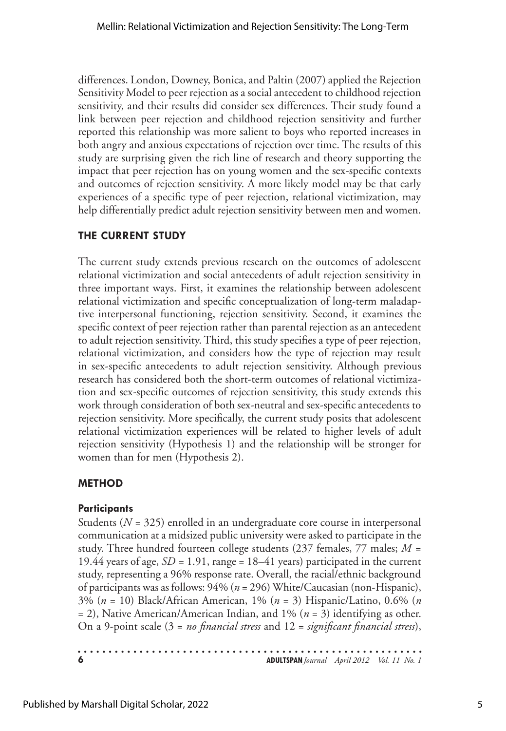differences. London, Downey, Bonica, and Paltin (2007) applied the Rejection Sensitivity Model to peer rejection as a social antecedent to childhood rejection sensitivity, and their results did consider sex differences. Their study found a link between peer rejection and childhood rejection sensitivity and further reported this relationship was more salient to boys who reported increases in both angry and anxious expectations of rejection over time. The results of this study are surprising given the rich line of research and theory supporting the impact that peer rejection has on young women and the sex-specific contexts and outcomes of rejection sensitivity. A more likely model may be that early experiences of a specific type of peer rejection, relational victimization, may help differentially predict adult rejection sensitivity between men and women.

## THE CURRENT STUDY

The current study extends previous research on the outcomes of adolescent relational victimization and social antecedents of adult rejection sensitivity in three important ways. First, it examines the relationship between adolescent relational victimization and specific conceptualization of long-term maladaptive interpersonal functioning, rejection sensitivity. Second, it examines the specific context of peer rejection rather than parental rejection as an antecedent to adult rejection sensitivity. Third, this study specifies a type of peer rejection, relational victimization, and considers how the type of rejection may result in sex-specific antecedents to adult rejection sensitivity. Although previous research has considered both the short-term outcomes of relational victimization and sex-specific outcomes of rejection sensitivity, this study extends this work through consideration of both sex-neutral and sex-specific antecedents to rejection sensitivity. More specifically, the current study posits that adolescent relational victimization experiences will be related to higher levels of adult rejection sensitivity (Hypothesis 1) and the relationship will be stronger for women than for men (Hypothesis 2).

## METHOD

### Participants

Students ($N$ = 325) enrolled in an undergraduate core course in interpersonal communication at a midsized public university were asked to participate in the study. Three hundred fourteen college students (237 females, 77 males; $M$ = 19.44 years of age, $SD$ = 1.91, range = 18–41 years) participated in the current study, representing a 96% response rate. Overall, the racial/ethnic background of participants was as follows: 94% ($n$ = 296) White/Caucasian (non-Hispanic), 3% ($n$ = 10) Black/African American, 1% ($n$ = 3) Hispanic/Latino, 0.6% ($n$ = 2), Native American/American Indian, and 1% ($n$ = 3) identifying as other. On a 9-point scale (3 = *no financial stress* and 12 = *significant financial stress*),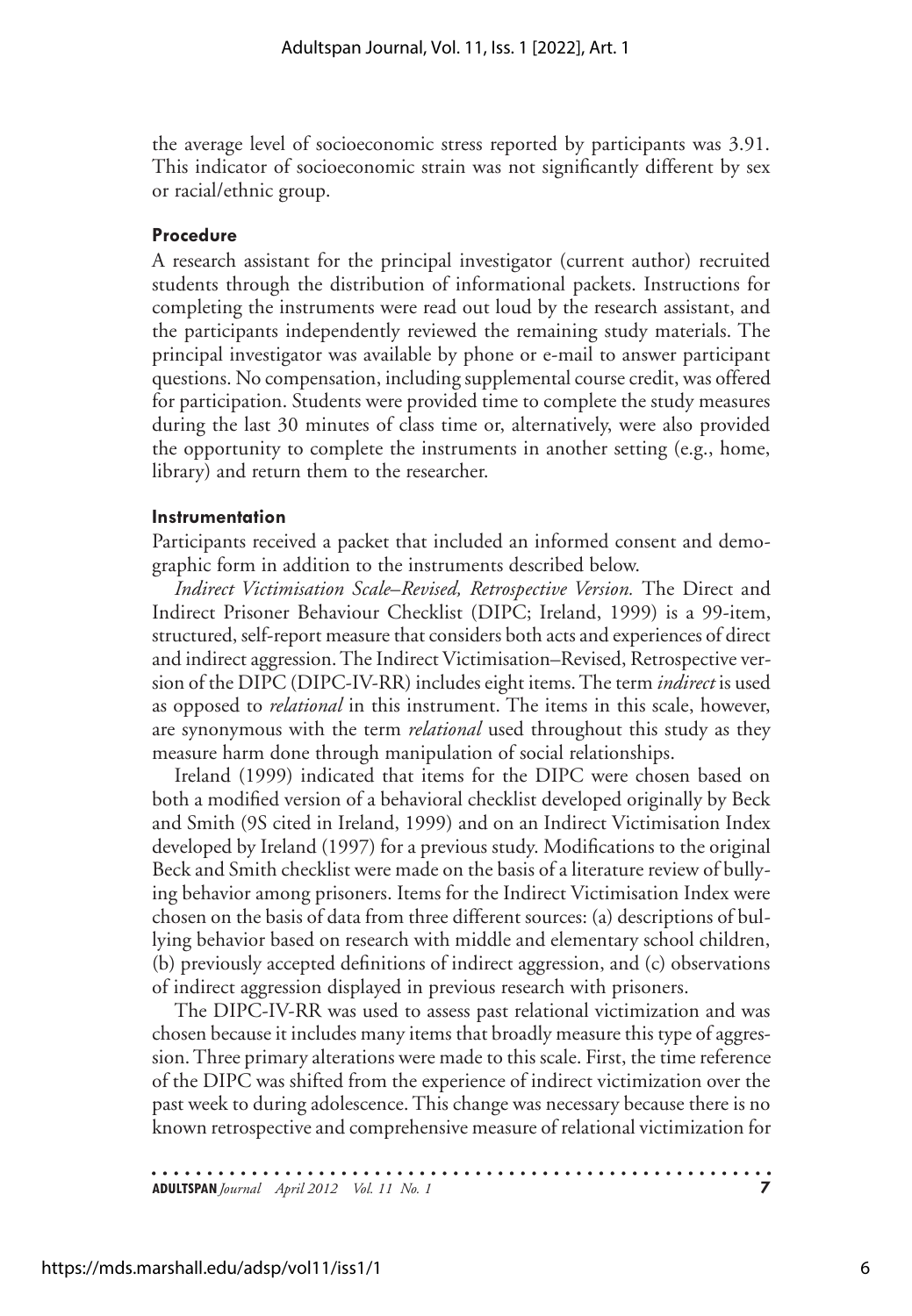the average level of socioeconomic stress reported by participants was 3.91. This indicator of socioeconomic strain was not significantly different by sex or racial/ethnic group.

### Procedure

A research assistant for the principal investigator (current author) recruited students through the distribution of informational packets. Instructions for completing the instruments were read out loud by the research assistant, and the participants independently reviewed the remaining study materials. The principal investigator was available by phone or e-mail to answer participant questions. No compensation, including supplemental course credit, was offered for participation. Students were provided time to complete the study measures during the last 30 minutes of class time or, alternatively, were also provided the opportunity to complete the instruments in another setting (e.g., home, library) and return them to the researcher.

### Instrumentation

Participants received a packet that included an informed consent and demographic form in addition to the instruments described below.

*Indirect Victimisation Scale–Revised, Retrospective Version.* The Direct and Indirect Prisoner Behaviour Checklist (DIPC; Ireland, 1999) is a 99-item, structured, self-report measure that considers both acts and experiences of direct and indirect aggression. The Indirect Victimisation–Revised, Retrospective version of the DIPC (DIPC-IV-RR) includes eight items. The term *indirect* is used as opposed to *relational* in this instrument. The items in this scale, however, are synonymous with the term *relational* used throughout this study as they measure harm done through manipulation of social relationships.

Ireland (1999) indicated that items for the DIPC were chosen based on both a modified version of a behavioral checklist developed originally by Beck and Smith (9S cited in Ireland, 1999) and on an Indirect Victimisation Index developed by Ireland (1997) for a previous study. Modifications to the original Beck and Smith checklist were made on the basis of a literature review of bullying behavior among prisoners. Items for the Indirect Victimisation Index were chosen on the basis of data from three different sources: (a) descriptions of bullying behavior based on research with middle and elementary school children, (b) previously accepted definitions of indirect aggression, and (c) observations of indirect aggression displayed in previous research with prisoners.

The DIPC-IV-RR was used to assess past relational victimization and was chosen because it includes many items that broadly measure this type of aggression. Three primary alterations were made to this scale. First, the time reference of the DIPC was shifted from the experience of indirect victimization over the past week to during adolescence. This change was necessary because there is no known retrospective and comprehensive measure of relational victimization for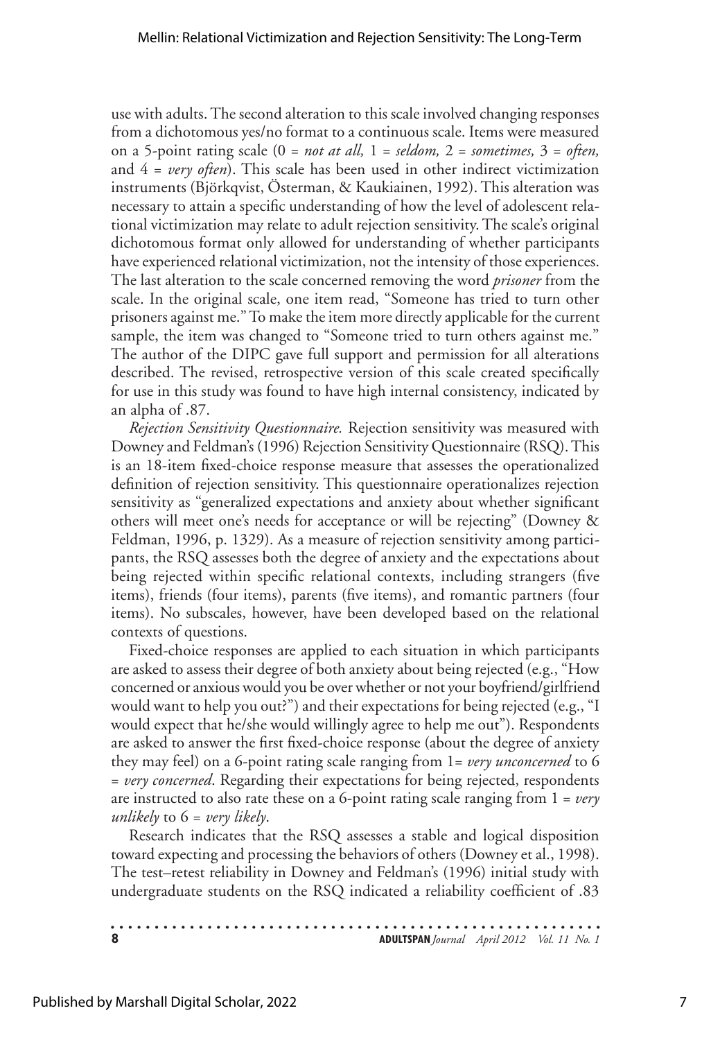use with adults. The second alteration to this scale involved changing responses from a dichotomous yes/no format to a continuous scale. Items were measured on a 5-point rating scale (0 = *not at all,* 1 = *seldom,* 2 = *sometimes,* 3 = *often,* and 4 = *very often*). This scale has been used in other indirect victimization instruments (Björkqvist, Österman, & Kaukiainen, 1992). This alteration was necessary to attain a specific understanding of how the level of adolescent relational victimization may relate to adult rejection sensitivity. The scale's original dichotomous format only allowed for understanding of whether participants have experienced relational victimization, not the intensity of those experiences. The last alteration to the scale concerned removing the word *prisoner* from the scale. In the original scale, one item read, "Someone has tried to turn other prisoners against me." To make the item more directly applicable for the current sample, the item was changed to "Someone tried to turn others against me." The author of the DIPC gave full support and permission for all alterations described. The revised, retrospective version of this scale created specifically for use in this study was found to have high internal consistency, indicated by an alpha of .87.

*Rejection Sensitivity Questionnaire.* Rejection sensitivity was measured with Downey and Feldman's (1996) Rejection Sensitivity Questionnaire (RSQ). This is an 18-item fixed-choice response measure that assesses the operationalized definition of rejection sensitivity. This questionnaire operationalizes rejection sensitivity as "generalized expectations and anxiety about whether significant others will meet one's needs for acceptance or will be rejecting" (Downey & Feldman, 1996, p. 1329). As a measure of rejection sensitivity among participants, the RSQ assesses both the degree of anxiety and the expectations about being rejected within specific relational contexts, including strangers (five items), friends (four items), parents (five items), and romantic partners (four items). No subscales, however, have been developed based on the relational contexts of questions.

Fixed-choice responses are applied to each situation in which participants are asked to assess their degree of both anxiety about being rejected (e.g., "How concerned or anxious would you be over whether or not your boyfriend/girlfriend would want to help you out?") and their expectations for being rejected (e.g., "I would expect that he/she would willingly agree to help me out"). Respondents are asked to answer the first fixed-choice response (about the degree of anxiety they may feel) on a 6-point rating scale ranging from 1= *very unconcerned* to 6 = *very concerned*. Regarding their expectations for being rejected, respondents are instructed to also rate these on a 6-point rating scale ranging from 1 = *very unlikely* to 6 = *very likely*.

Research indicates that the RSQ assesses a stable and logical disposition toward expecting and processing the behaviors of others (Downey et al., 1998). The test–retest reliability in Downey and Feldman's (1996) initial study with undergraduate students on the RSQ indicated a reliability coefficient of .83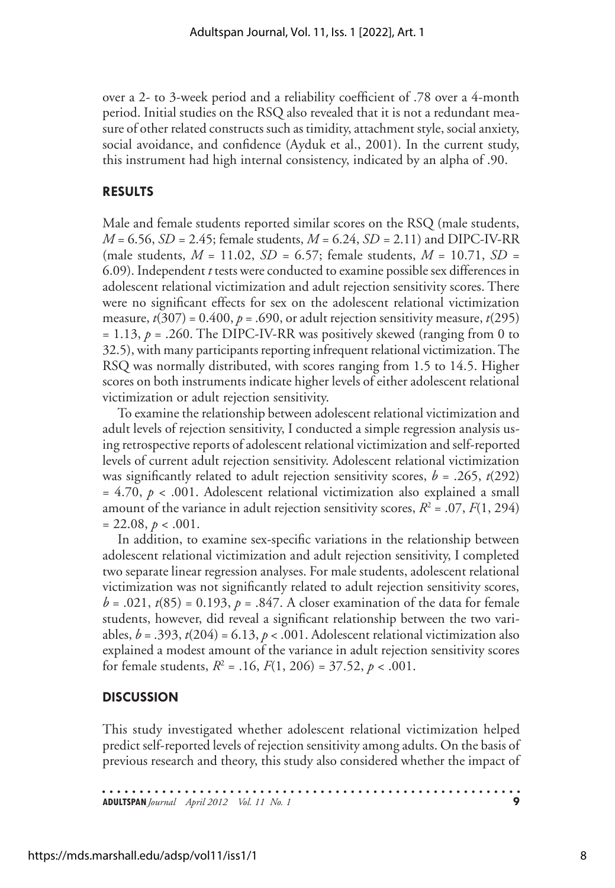over a 2- to 3-week period and a reliability coefficient of .78 over a 4-month period. Initial studies on the RSQ also revealed that it is not a redundant measure of other related constructs such as timidity, attachment style, social anxiety, social avoidance, and confidence (Ayduk et al., 2001). In the current study, this instrument had high internal consistency, indicated by an alpha of .90.

## RESULTS

Male and female students reported similar scores on the RSQ (male students, $M = 6.56$, $SD = 2.45$; female students, $M = 6.24$, $SD = 2.11$) and DIPC-IV-RR (male students, $M = 11.02$, $SD = 6.57$; female students, $M = 10.71$, $SD = 6.09$). Independent *t* tests were conducted to examine possible sex differences in adolescent relational victimization and adult rejection sensitivity scores. There were no significant effects for sex on the adolescent relational victimization measure, $t(307) = 0.400$, $p = .690$, or adult rejection sensitivity measure, $t(295) = 1.13$, $p = .260$. The DIPC-IV-RR was positively skewed (ranging from 0 to 32.5), with many participants reporting infrequent relational victimization. The RSQ was normally distributed, with scores ranging from 1.5 to 14.5. Higher scores on both instruments indicate higher levels of either adolescent relational victimization or adult rejection sensitivity.

To examine the relationship between adolescent relational victimization and adult levels of rejection sensitivity, I conducted a simple regression analysis using retrospective reports of adolescent relational victimization and self-reported levels of current adult rejection sensitivity. Adolescent relational victimization was significantly related to adult rejection sensitivity scores, $b = .265$, $t(292) = 4.70$, $p < .001$. Adolescent relational victimization also explained a small amount of the variance in adult rejection sensitivity scores, $R^2 = .07$, $F(1, 294) = 22.08$, $p < .001$.

In addition, to examine sex-specific variations in the relationship between adolescent relational victimization and adult rejection sensitivity, I completed two separate linear regression analyses. For male students, adolescent relational victimization was not significantly related to adult rejection sensitivity scores, $b = .021$, $t(85) = 0.193$, $p = .847$. A closer examination of the data for female students, however, did reveal a significant relationship between the two variables, $b = .393$, $t(204) = 6.13$, $p < .001$. Adolescent relational victimization also explained a modest amount of the variance in adult rejection sensitivity scores for female students, $R^2 = .16$, $F(1, 206) = 37.52$, $p < .001$.

## DISCUSSION

This study investigated whether adolescent relational victimization helped predict self-reported levels of rejection sensitivity among adults. On the basis of previous research and theory, this study also considered whether the impact of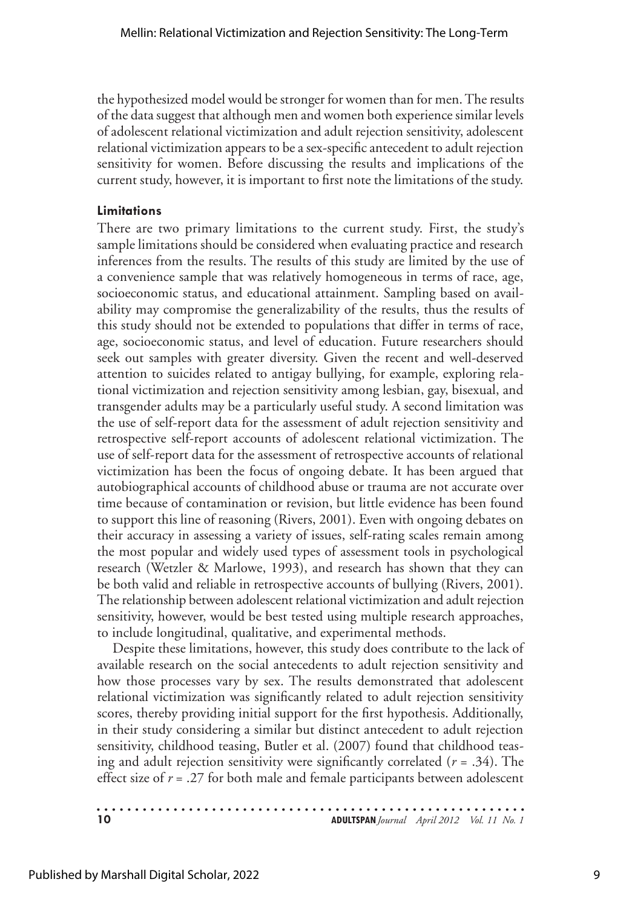the hypothesized model would be stronger for women than for men. The results of the data suggest that although men and women both experience similar levels of adolescent relational victimization and adult rejection sensitivity, adolescent relational victimization appears to be a sex-specific antecedent to adult rejection sensitivity for women. Before discussing the results and implications of the current study, however, it is important to first note the limitations of the study.

### Limitations

There are two primary limitations to the current study. First, the study's sample limitations should be considered when evaluating practice and research inferences from the results. The results of this study are limited by the use of a convenience sample that was relatively homogeneous in terms of race, age, socioeconomic status, and educational attainment. Sampling based on availability may compromise the generalizability of the results, thus the results of this study should not be extended to populations that differ in terms of race, age, socioeconomic status, and level of education. Future researchers should seek out samples with greater diversity. Given the recent and well-deserved attention to suicides related to antigay bullying, for example, exploring relational victimization and rejection sensitivity among lesbian, gay, bisexual, and transgender adults may be a particularly useful study. A second limitation was the use of self-report data for the assessment of adult rejection sensitivity and retrospective self-report accounts of adolescent relational victimization. The use of self-report data for the assessment of retrospective accounts of relational victimization has been the focus of ongoing debate. It has been argued that autobiographical accounts of childhood abuse or trauma are not accurate over time because of contamination or revision, but little evidence has been found to support this line of reasoning (Rivers, 2001). Even with ongoing debates on their accuracy in assessing a variety of issues, self-rating scales remain among the most popular and widely used types of assessment tools in psychological research (Wetzler & Marlowe, 1993), and research has shown that they can be both valid and reliable in retrospective accounts of bullying (Rivers, 2001). The relationship between adolescent relational victimization and adult rejection sensitivity, however, would be best tested using multiple research approaches, to include longitudinal, qualitative, and experimental methods.

Despite these limitations, however, this study does contribute to the lack of available research on the social antecedents to adult rejection sensitivity and how those processes vary by sex. The results demonstrated that adolescent relational victimization was significantly related to adult rejection sensitivity scores, thereby providing initial support for the first hypothesis. Additionally, in their study considering a similar but distinct antecedent to adult rejection sensitivity, childhood teasing, Butler et al. (2007) found that childhood teasing and adult rejection sensitivity were significantly correlated ($r$ = .34). The effect size of $r$ = .27 for both male and female participants between adolescent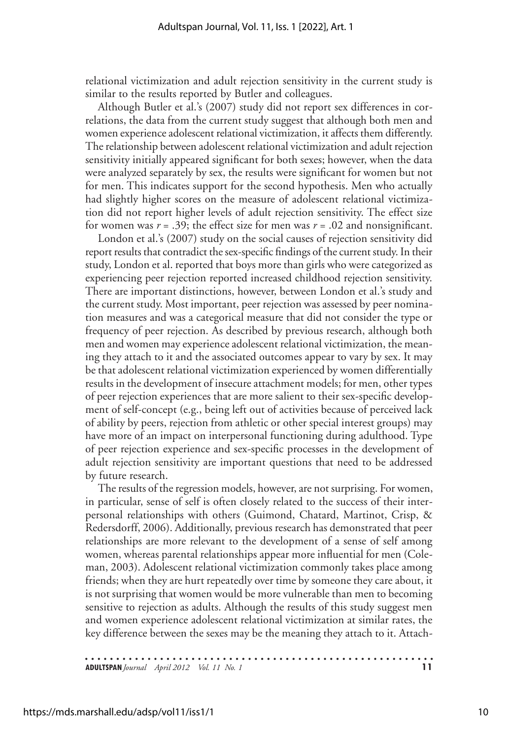relational victimization and adult rejection sensitivity in the current study is similar to the results reported by Butler and colleagues.

Although Butler et al.'s (2007) study did not report sex differences in correlations, the data from the current study suggest that although both men and women experience adolescent relational victimization, it affects them differently. The relationship between adolescent relational victimization and adult rejection sensitivity initially appeared significant for both sexes; however, when the data were analyzed separately by sex, the results were significant for women but not for men. This indicates support for the second hypothesis. Men who actually had slightly higher scores on the measure of adolescent relational victimization did not report higher levels of adult rejection sensitivity. The effect size for women was $r = .39$; the effect size for men was $r = .02$ and nonsignificant.

London et al.'s (2007) study on the social causes of rejection sensitivity did report results that contradict the sex-specific findings of the current study. In their study, London et al. reported that boys more than girls who were categorized as experiencing peer rejection reported increased childhood rejection sensitivity. There are important distinctions, however, between London et al.'s study and the current study. Most important, peer rejection was assessed by peer nomination measures and was a categorical measure that did not consider the type or frequency of peer rejection. As described by previous research, although both men and women may experience adolescent relational victimization, the meaning they attach to it and the associated outcomes appear to vary by sex. It may be that adolescent relational victimization experienced by women differentially results in the development of insecure attachment models; for men, other types of peer rejection experiences that are more salient to their sex-specific development of self-concept (e.g., being left out of activities because of perceived lack of ability by peers, rejection from athletic or other special interest groups) may have more of an impact on interpersonal functioning during adulthood. Type of peer rejection experience and sex-specific processes in the development of adult rejection sensitivity are important questions that need to be addressed by future research.

The results of the regression models, however, are not surprising. For women, in particular, sense of self is often closely related to the success of their interpersonal relationships with others (Guimond, Chatard, Martinot, Crisp, & Redersdorff, 2006). Additionally, previous research has demonstrated that peer relationships are more relevant to the development of a sense of self among women, whereas parental relationships appear more influential for men (Coleman, 2003). Adolescent relational victimization commonly takes place among friends; when they are hurt repeatedly over time by someone they care about, it is not surprising that women would be more vulnerable than men to becoming sensitive to rejection as adults. Although the results of this study suggest men and women experience adolescent relational victimization at similar rates, the key difference between the sexes may be the meaning they attach to it. Attach-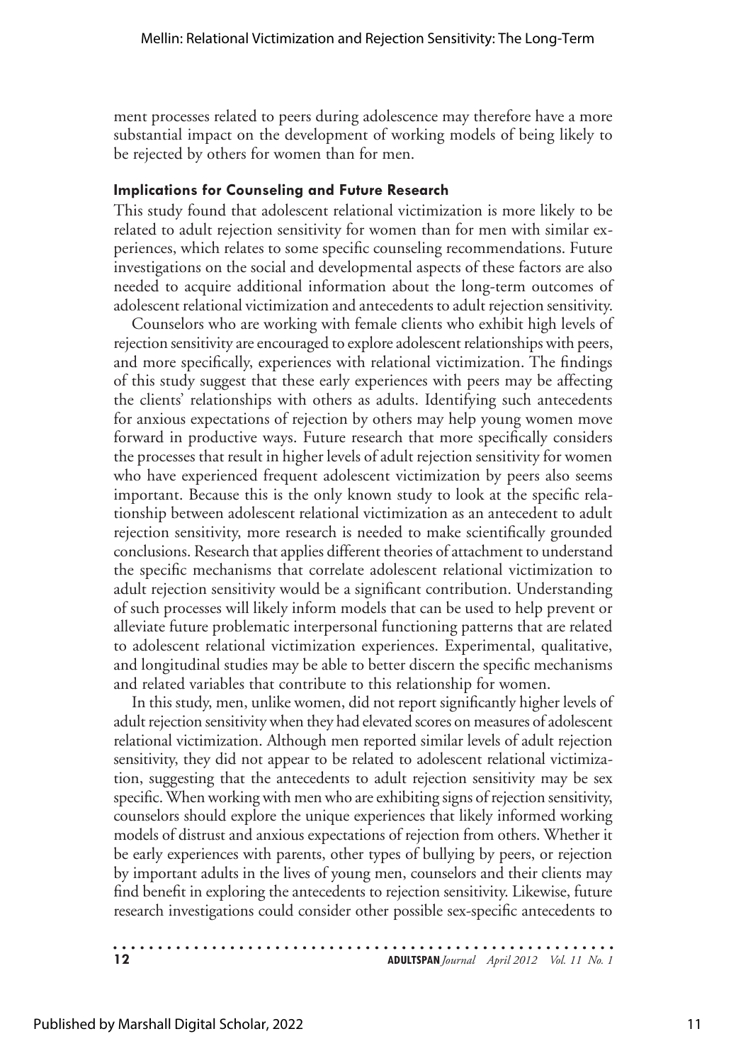ment processes related to peers during adolescence may therefore have a more substantial impact on the development of working models of being likely to be rejected by others for women than for men.

#### Implications for Counseling and Future Research

This study found that adolescent relational victimization is more likely to be related to adult rejection sensitivity for women than for men with similar experiences, which relates to some specific counseling recommendations. Future investigations on the social and developmental aspects of these factors are also needed to acquire additional information about the long-term outcomes of adolescent relational victimization and antecedents to adult rejection sensitivity.

Counselors who are working with female clients who exhibit high levels of rejection sensitivity are encouraged to explore adolescent relationships with peers, and more specifically, experiences with relational victimization. The findings of this study suggest that these early experiences with peers may be affecting the clients' relationships with others as adults. Identifying such antecedents for anxious expectations of rejection by others may help young women move forward in productive ways. Future research that more specifically considers the processes that result in higher levels of adult rejection sensitivity for women who have experienced frequent adolescent victimization by peers also seems important. Because this is the only known study to look at the specific relationship between adolescent relational victimization as an antecedent to adult rejection sensitivity, more research is needed to make scientifically grounded conclusions. Research that applies different theories of attachment to understand the specific mechanisms that correlate adolescent relational victimization to adult rejection sensitivity would be a significant contribution. Understanding of such processes will likely inform models that can be used to help prevent or alleviate future problematic interpersonal functioning patterns that are related to adolescent relational victimization experiences. Experimental, qualitative, and longitudinal studies may be able to better discern the specific mechanisms and related variables that contribute to this relationship for women.

In this study, men, unlike women, did not report significantly higher levels of adult rejection sensitivity when they had elevated scores on measures of adolescent relational victimization. Although men reported similar levels of adult rejection sensitivity, they did not appear to be related to adolescent relational victimization, suggesting that the antecedents to adult rejection sensitivity may be sex specific. When working with men who are exhibiting signs of rejection sensitivity, counselors should explore the unique experiences that likely informed working models of distrust and anxious expectations of rejection from others. Whether it be early experiences with parents, other types of bullying by peers, or rejection by important adults in the lives of young men, counselors and their clients may find benefit in exploring the antecedents to rejection sensitivity. Likewise, future research investigations could consider other possible sex-specific antecedents to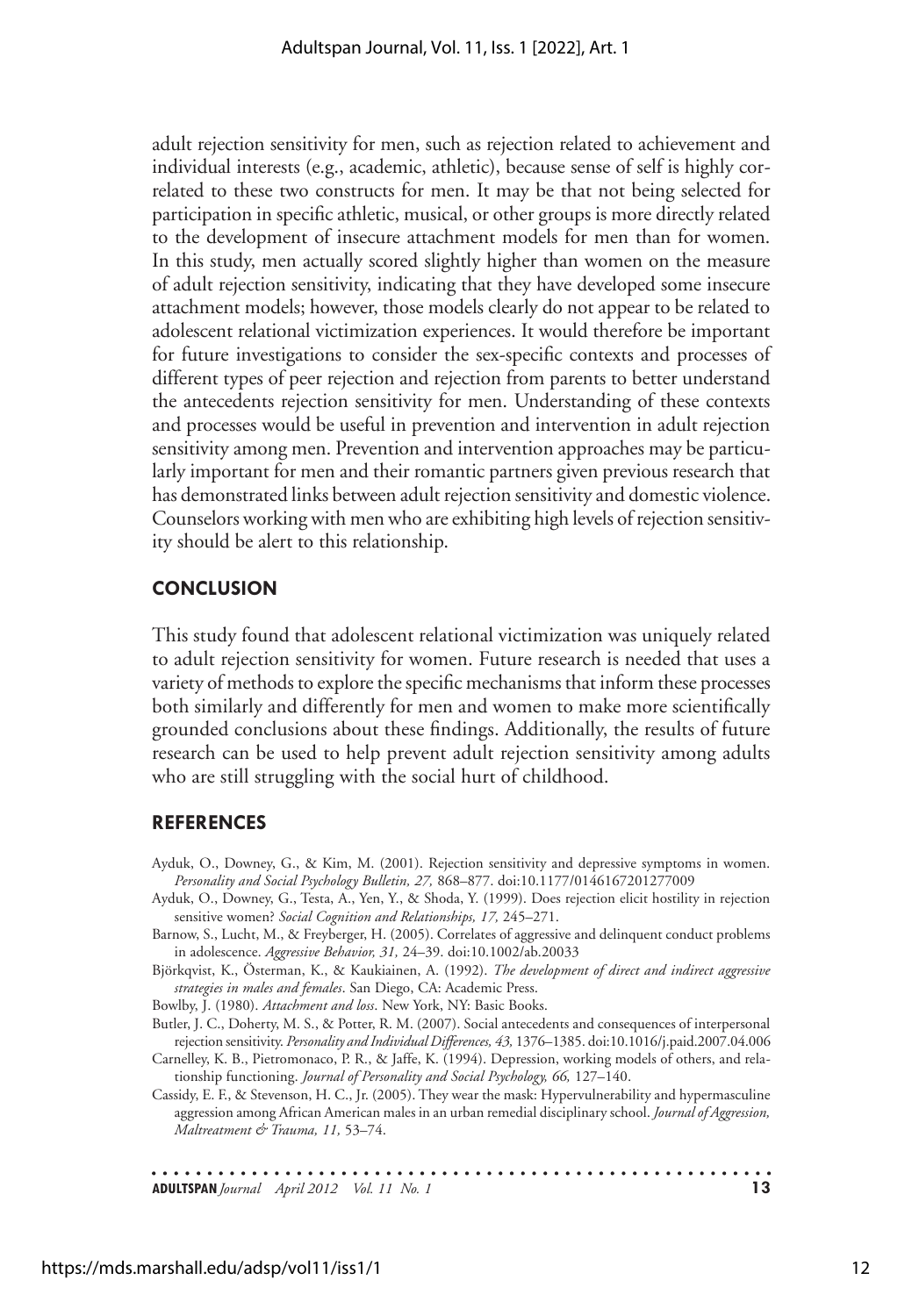adult rejection sensitivity for men, such as rejection related to achievement and individual interests (e.g., academic, athletic), because sense of self is highly correlated to these two constructs for men. It may be that not being selected for participation in specific athletic, musical, or other groups is more directly related to the development of insecure attachment models for men than for women. In this study, men actually scored slightly higher than women on the measure of adult rejection sensitivity, indicating that they have developed some insecure attachment models; however, those models clearly do not appear to be related to adolescent relational victimization experiences. It would therefore be important for future investigations to consider the sex-specific contexts and processes of different types of peer rejection and rejection from parents to better understand the antecedents rejection sensitivity for men. Understanding of these contexts and processes would be useful in prevention and intervention in adult rejection sensitivity among men. Prevention and intervention approaches may be particularly important for men and their romantic partners given previous research that has demonstrated links between adult rejection sensitivity and domestic violence. Counselors working with men who are exhibiting high levels of rejection sensitivity should be alert to this relationship.

## CONCLUSION

This study found that adolescent relational victimization was uniquely related to adult rejection sensitivity for women. Future research is needed that uses a variety of methods to explore the specific mechanisms that inform these processes both similarly and differently for men and women to make more scientifically grounded conclusions about these findings. Additionally, the results of future research can be used to help prevent adult rejection sensitivity among adults who are still struggling with the social hurt of childhood.

## REFERENCES

Ayduk, O., Downey, G., & Kim, M. (2001). Rejection sensitivity and depressive symptoms in women. *Personality and Social Psychology Bulletin, 27,* 868–877. doi:10.1177/0146167201277009

Ayduk, O., Downey, G., Testa, A., Yen, Y., & Shoda, Y. (1999). Does rejection elicit hostility in rejection sensitive women? *Social Cognition and Relationships, 17,* 245–271.

Barnow, S., Lucht, M., & Freyberger, H. (2005). Correlates of aggressive and delinquent conduct problems in adolescence. *Aggressive Behavior, 31,* 24–39. doi:10.1002/ab.20033

Björkqvist, K., Österman, K., & Kaukiainen, A. (1992). *The development of direct and indirect aggressive strategies in males and females*. San Diego, CA: Academic Press.

Bowlby, J. (1980). *Attachment and loss*. New York, NY: Basic Books.

Butler, J. C., Doherty, M. S., & Potter, R. M. (2007). Social antecedents and consequences of interpersonal rejection sensitivity. *Personality and Individual Differences, 43,* 1376–1385. doi:10.1016/j.paid.2007.04.006

Carnelley, K. B., Pietromonaco, P. R., & Jaffe, K. (1994). Depression, working models of others, and relationship functioning. *Journal of Personality and Social Psychology, 66,* 127–140.

Cassidy, E. F., & Stevenson, H. C., Jr. (2005). They wear the mask: Hypervulnerability and hypermasculine aggression among African American males in an urban remedial disciplinary school. *Journal of Aggression, Maltreatment & Trauma, 11,* 53–74.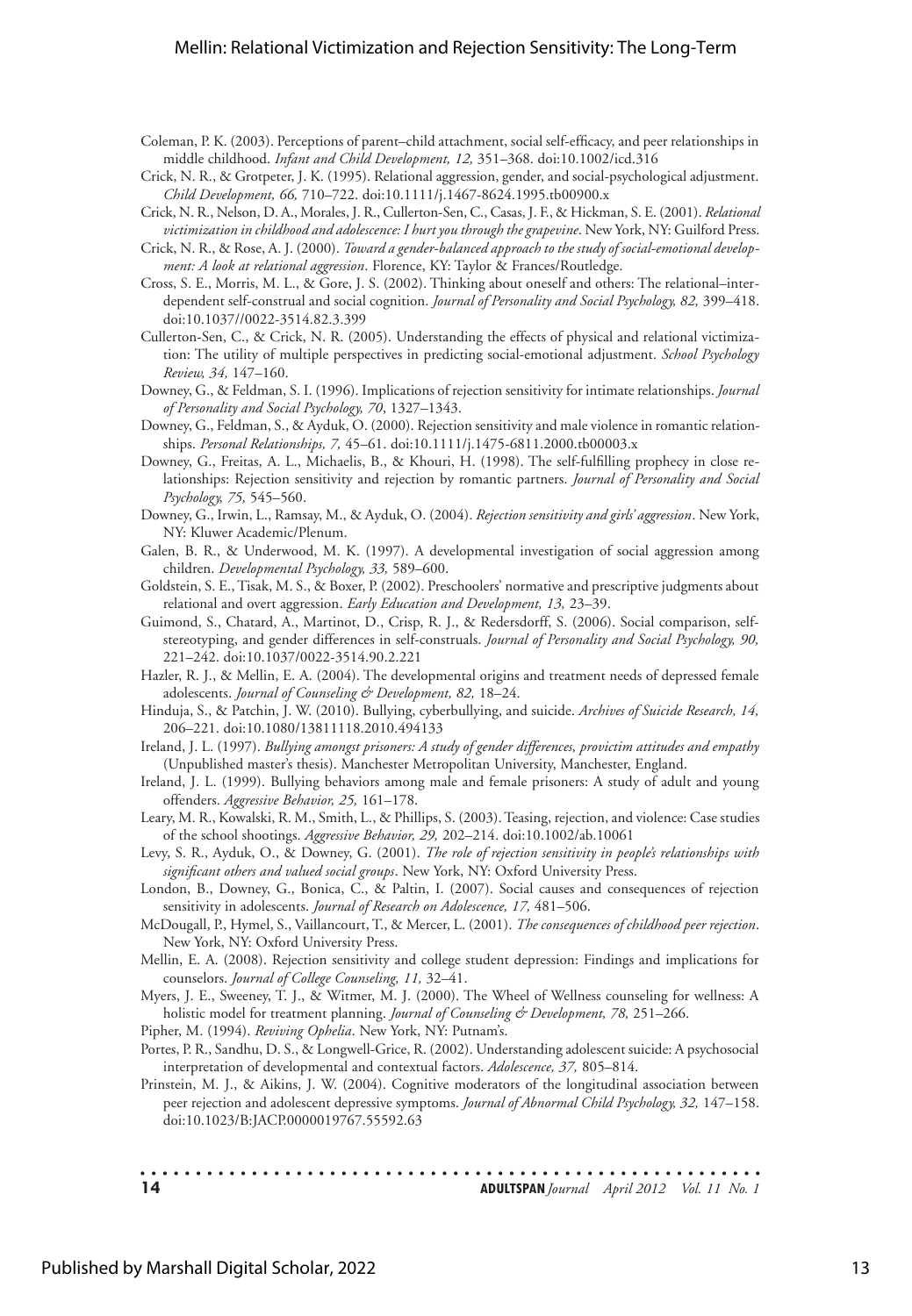Coleman, P. K. (2003). Perceptions of parent–child attachment, social self-efficacy, and peer relationships in middle childhood. *Infant and Child Development, 12,* 351–368. doi:10.1002/icd.316

Crick, N. R., & Grotpeter, J. K. (1995). Relational aggression, gender, and social-psychological adjustment. *Child Development, 66,* 710–722. doi:10.1111/j.1467-8624.1995.tb00900.x

Crick, N. R., Nelson, D. A., Morales, J. R., Cullerton-Sen, C., Casas, J. F., & Hickman, S. E. (2001). *Relational victimization in childhood and adolescence: I hurt you through the grapevine*. New York, NY: Guilford Press.

Crick, N. R., & Rose, A. J. (2000). *Toward a gender-balanced approach to the study of social-emotional development: A look at relational aggression*. Florence, KY: Taylor & Frances/Routledge.

Cross, S. E., Morris, M. L., & Gore, J. S. (2002). Thinking about oneself and others: The relational–interdependent self-construal and social cognition. *Journal of Personality and Social Psychology, 82,* 399–418. doi:10.1037//0022-3514.82.3.399

Cullerton-Sen, C., & Crick, N. R. (2005). Understanding the effects of physical and relational victimization: The utility of multiple perspectives in predicting social-emotional adjustment. *School Psychology Review, 34,* 147–160.

Downey, G., & Feldman, S. I. (1996). Implications of rejection sensitivity for intimate relationships. *Journal of Personality and Social Psychology, 70*, 1327–1343.

Downey, G., Feldman, S., & Ayduk, O. (2000). Rejection sensitivity and male violence in romantic relationships. *Personal Relationships, 7,* 45–61. doi:10.1111/j.1475-6811.2000.tb00003.x

Downey, G., Freitas, A. L., Michaelis, B., & Khouri, H. (1998). The self-fulfilling prophecy in close relationships: Rejection sensitivity and rejection by romantic partners. *Journal of Personality and Social Psychology, 75,* 545–560.

Downey, G., Irwin, L., Ramsay, M., & Ayduk, O. (2004). *Rejection sensitivity and girls' aggression*. New York, NY: Kluwer Academic/Plenum.

Galen, B. R., & Underwood, M. K. (1997). A developmental investigation of social aggression among children. *Developmental Psychology, 33,* 589–600.

Goldstein, S. E., Tisak, M. S., & Boxer, P. (2002). Preschoolers' normative and prescriptive judgments about relational and overt aggression. *Early Education and Development, 13,* 23–39.

Guimond, S., Chatard, A., Martinot, D., Crisp, R. J., & Redersdorff, S. (2006). Social comparison, self-stereotyping, and gender differences in self-construals. *Journal of Personality and Social Psychology, 90,* 221–242. doi:10.1037/0022-3514.90.2.221

Hazler, R. J., & Mellin, E. A. (2004). The developmental origins and treatment needs of depressed female adolescents. *Journal of Counseling & Development, 82,* 18–24.

Hinduja, S., & Patchin, J. W. (2010). Bullying, cyberbullying, and suicide. *Archives of Suicide Research, 14,* 206–221. doi:10.1080/13811118.2010.494133

Ireland, J. L. (1997). *Bullying amongst prisoners: A study of gender differences, provictim attitudes and empathy* (Unpublished master's thesis). Manchester Metropolitan University, Manchester, England.

Ireland, J. L. (1999). Bullying behaviors among male and female prisoners: A study of adult and young offenders. *Aggressive Behavior, 25,* 161–178.

Leary, M. R., Kowalski, R. M., Smith, L., & Phillips, S. (2003). Teasing, rejection, and violence: Case studies of the school shootings. *Aggressive Behavior, 29,* 202–214. doi:10.1002/ab.10061

Levy, S. R., Ayduk, O., & Downey, G. (2001). *The role of rejection sensitivity in people's relationships with significant others and valued social groups*. New York, NY: Oxford University Press.

London, B., Downey, G., Bonica, C., & Paltin, I. (2007). Social causes and consequences of rejection sensitivity in adolescents. *Journal of Research on Adolescence, 17,* 481–506.

McDougall, P., Hymel, S., Vaillancourt, T., & Mercer, L. (2001). *The consequences of childhood peer rejection*. New York, NY: Oxford University Press.

Mellin, E. A. (2008). Rejection sensitivity and college student depression: Findings and implications for counselors. *Journal of College Counseling, 11,* 32–41.

Myers, J. E., Sweeney, T. J., & Witmer, M. J. (2000). The Wheel of Wellness counseling for wellness: A holistic model for treatment planning. *Journal of Counseling & Development, 78,* 251–266.

Pipher, M. (1994). *Reviving Ophelia*. New York, NY: Putnam's.

Portes, P. R., Sandhu, D. S., & Longwell-Grice, R. (2002). Understanding adolescent suicide: A psychosocial interpretation of developmental and contextual factors. *Adolescence, 37,* 805–814.

Prinstein, M. J., & Aikins, J. W. (2004). Cognitive moderators of the longitudinal association between peer rejection and adolescent depressive symptoms. *Journal of Abnormal Child Psychology, 32,* 147–158. doi:10.1023/B:JACP.0000019767.55592.63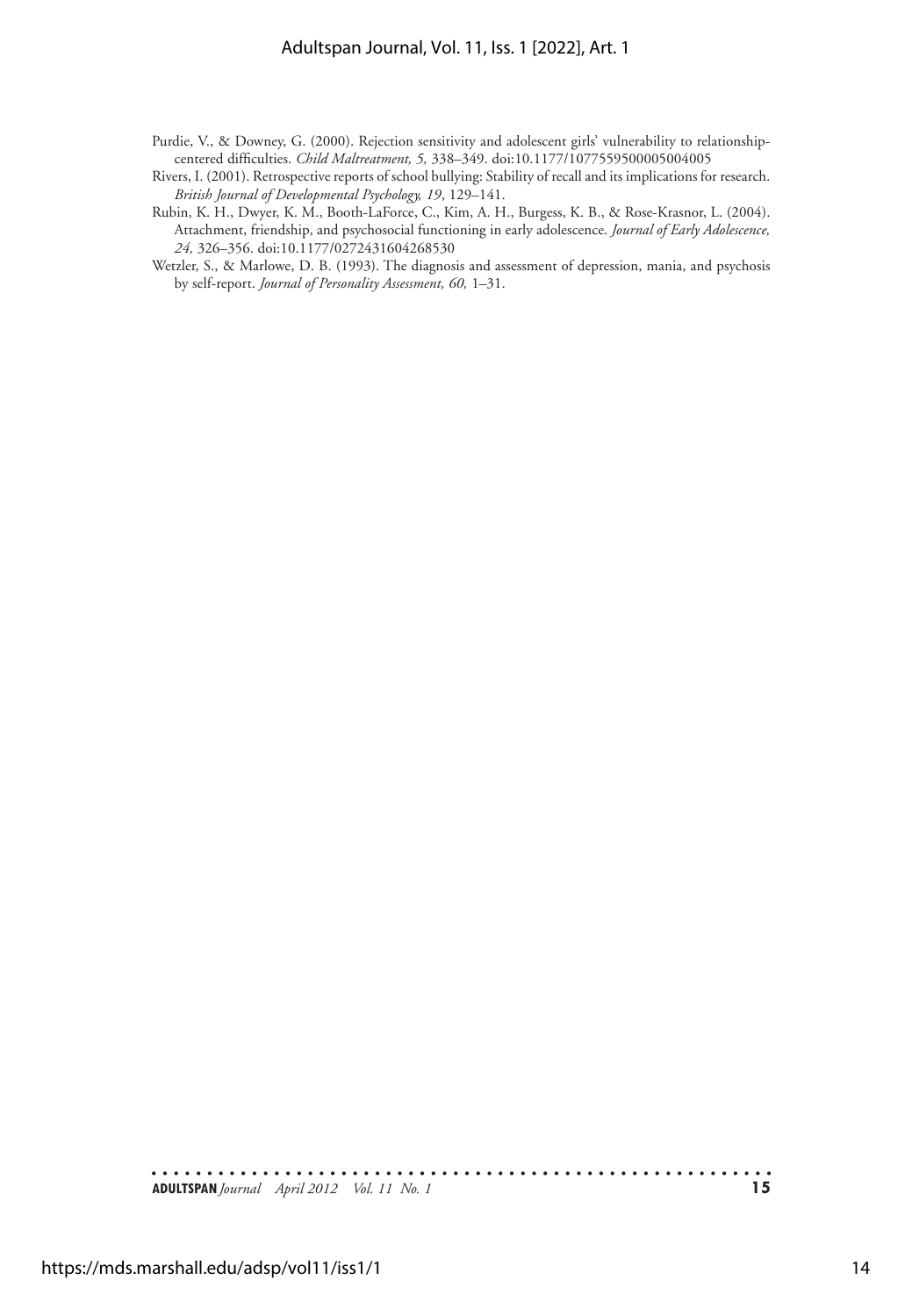Purdie, V., & Downey, G. (2000). Rejection sensitivity and adolescent girls' vulnerability to relationship-centered difficulties. *Child Maltreatment, 5,* 338–349. doi:10.1177/1077559500005004005

Rivers, I. (2001). Retrospective reports of school bullying: Stability of recall and its implications for research. *British Journal of Developmental Psychology, 19*, 129–141.

Rubin, K. H., Dwyer, K. M., Booth-LaForce, C., Kim, A. H., Burgess, K. B., & Rose-Krasnor, L. (2004). Attachment, friendship, and psychosocial functioning in early adolescence. *Journal of Early Adolescence, 24,* 326–356. doi:10.1177/0272431604268530

Wetzler, S., & Marlowe, D. B. (1993). The diagnosis and assessment of depression, mania, and psychosis by self-report. *Journal of Personality Assessment, 60,* 1–31.